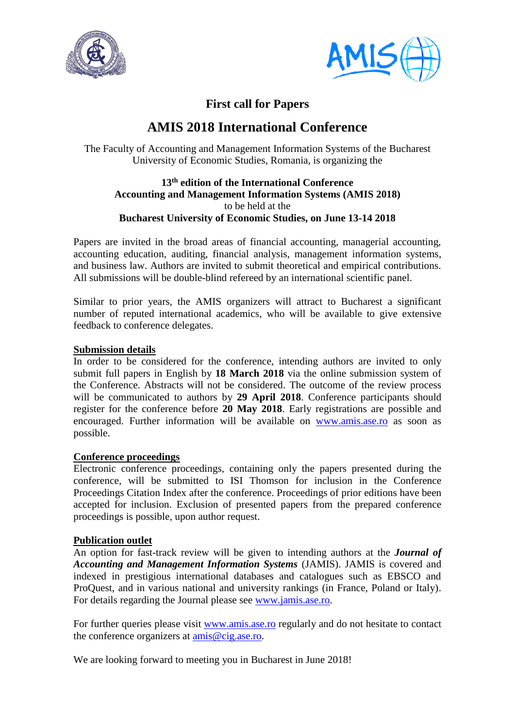# First call for Papers

## AMIS 2018 International Conference

The Faculty of Accounting and Management Information Systems of the Bucharest University of Economic Studies, Romania, is organizing the

**13th edition of the International Conference**
**Accounting and Management Information Systems (AMIS 2018)**
to be held at the
**Bucharest University of Economic Studies, on June 13-14 2018**

Papers are invited in the broad areas of financial accounting, managerial accounting, accounting education, auditing, financial analysis, management information systems, and business law. Authors are invited to submit theoretical and empirical contributions. All submissions will be double-blind refereed by an international scientific panel.

Similar to prior years, the AMIS organizers will attract to Bucharest a significant number of reputed international academics, who will be available to give extensive feedback to conference delegates.

**Submission details**

In order to be considered for the conference, intending authors are invited to only submit full papers in English by **18 March 2018** via the online submission system of the Conference. Abstracts will not be considered. The outcome of the review process will be communicated to authors by **29 April 2018**. Conference participants should register for the conference before **20 May 2018**. Early registrations are possible and encouraged. Further information will be available on www.amis.ase.ro as soon as possible.

**Conference proceedings**

Electronic conference proceedings, containing only the papers presented during the conference, will be submitted to ISI Thomson for inclusion in the Conference Proceedings Citation Index after the conference. Proceedings of prior editions have been accepted for inclusion. Exclusion of presented papers from the prepared conference proceedings is possible, upon author request.

**Publication outlet**

An option for fast-track review will be given to intending authors at the ***Journal of Accounting and Management Information Systems*** (JAMIS). JAMIS is covered and indexed in prestigious international databases and catalogues such as EBSCO and ProQuest, and in various national and university rankings (in France, Poland or Italy). For details regarding the Journal please see www.jamis.ase.ro.

For further queries please visit www.amis.ase.ro regularly and do not hesitate to contact the conference organizers at amis@cig.ase.ro.

We are looking forward to meeting you in Bucharest in June 2018!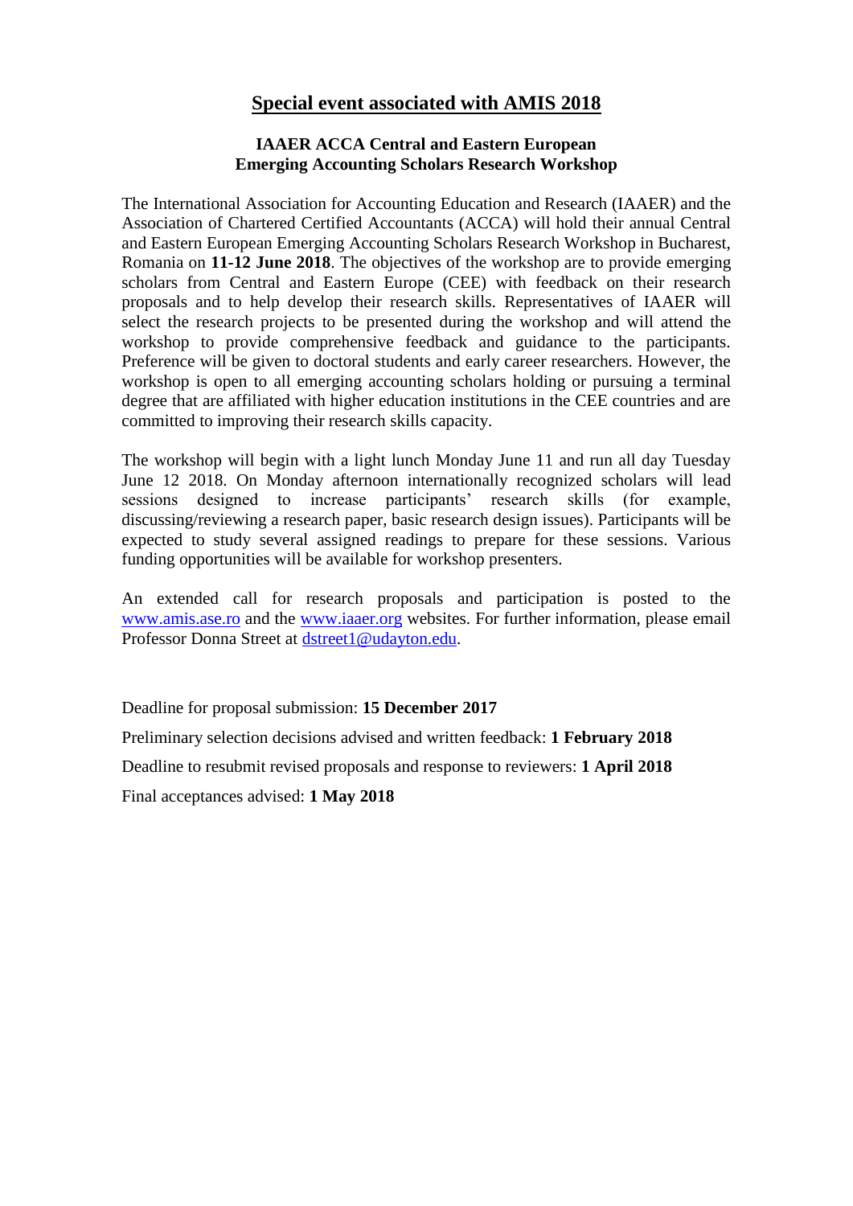# Special event associated with AMIS 2018

### IAAER ACCA Central and Eastern European Emerging Accounting Scholars Research Workshop

The International Association for Accounting Education and Research (IAAER) and the Association of Chartered Certified Accountants (ACCA) will hold their annual Central and Eastern European Emerging Accounting Scholars Research Workshop in Bucharest, Romania on **11-12 June 2018**. The objectives of the workshop are to provide emerging scholars from Central and Eastern Europe (CEE) with feedback on their research proposals and to help develop their research skills. Representatives of IAAER will select the research projects to be presented during the workshop and will attend the workshop to provide comprehensive feedback and guidance to the participants. Preference will be given to doctoral students and early career researchers. However, the workshop is open to all emerging accounting scholars holding or pursuing a terminal degree that are affiliated with higher education institutions in the CEE countries and are committed to improving their research skills capacity.

The workshop will begin with a light lunch Monday June 11 and run all day Tuesday June 12 2018. On Monday afternoon internationally recognized scholars will lead sessions designed to increase participants' research skills (for example, discussing/reviewing a research paper, basic research design issues). Participants will be expected to study several assigned readings to prepare for these sessions. Various funding opportunities will be available for workshop presenters.

An extended call for research proposals and participation is posted to the www.amis.ase.ro and the www.iaaer.org websites. For further information, please email Professor Donna Street at dstreet1@udayton.edu.

Deadline for proposal submission: **15 December 2017**

Preliminary selection decisions advised and written feedback: **1 February 2018**

Deadline to resubmit revised proposals and response to reviewers: **1 April 2018**

Final acceptances advised: **1 May 2018**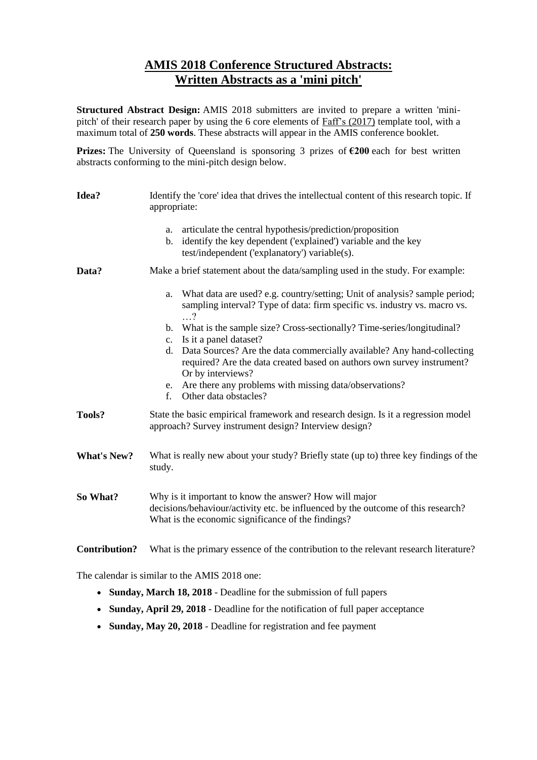# AMIS 2018 Conference Structured Abstracts: Written Abstracts as a 'mini pitch'

**Structured Abstract Design:** AMIS 2018 submitters are invited to prepare a written 'mini-pitch' of their research paper by using the 6 core elements of Faff's (2017) template tool, with a maximum total of **250 words**. These abstracts will appear in the AMIS conference booklet.

**Prizes:** The University of Queensland is sponsoring 3 prizes of **€200** each for best written abstracts conforming to the mini-pitch design below.

**Idea?** Identify the 'core' idea that drives the intellectual content of this research topic. If appropriate:

a. articulate the central hypothesis/prediction/proposition
b. identify the key dependent ('explained') variable and the key test/independent ('explanatory') variable(s).

**Data?** Make a brief statement about the data/sampling used in the study. For example:

a. What data are used? e.g. country/setting; Unit of analysis? sample period; sampling interval? Type of data: firm specific vs. industry vs. macro vs. …?
b. What is the sample size? Cross-sectionally? Time-series/longitudinal?
c. Is it a panel dataset?
d. Data Sources? Are the data commercially available? Any hand-collecting required? Are the data created based on authors own survey instrument? Or by interviews?
e. Are there any problems with missing data/observations?
f. Other data obstacles?

**Tools?** State the basic empirical framework and research design. Is it a regression model approach? Survey instrument design? Interview design?

**What's New?** What is really new about your study? Briefly state (up to) three key findings of the study.

**So What?** Why is it important to know the answer? How will major decisions/behaviour/activity etc. be influenced by the outcome of this research? What is the economic significance of the findings?

**Contribution?** What is the primary essence of the contribution to the relevant research literature?

The calendar is similar to the AMIS 2018 one:

- **Sunday, March 18, 2018** - Deadline for the submission of full papers
- **Sunday, April 29, 2018** - Deadline for the notification of full paper acceptance
- **Sunday, May 20, 2018** - Deadline for registration and fee payment